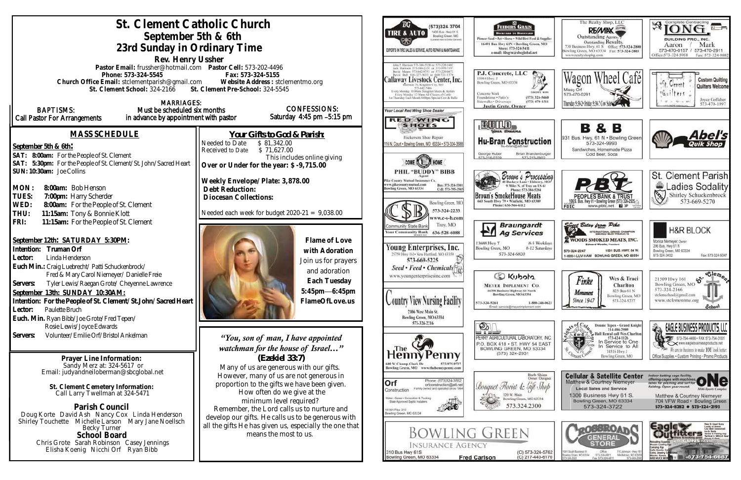# St. Clement Catholic Church

## September 5th & 6th

## 23rd Sunday in Ordinary Time

### Rev. Henry Ussher

**Pastor Email:** frussher@hotmail.com **Pastor Cell:** 573-202-4496

**Phone: 573-324-5455** **Fax: 573-324-5155**

**Church Office Email:** stclementparish@gmail.com **Website Address :** stclementmo.org

**St. Clement School:** 324-2166 **St. Clement Pre-School:** 324-5545

**BAPTISMS:** Call Pastor For Arrangements

**MARRIAGES:** Must be scheduled six months in advance by appointment with pastor

**CONFESSIONS:** Saturday 4:45 pm –5:15 pm

## MASS SCHEDULE

**September 5th & 6th:**

**SAT: 8:00am:** For the People of St. Clement
**SAT: 5:30pm:** For the People of St. Clement/St. John/Sacred Heart
**SUN: 10:30am:** Joe Collins

**MON: 8:00am:** Bob Henson
**TUES: 7:00pm:** Harry Scherder
**WED: 8:00am:** For the People of St. Clement
**THU: 11:15am:** Tony & Bonnie Klott
**FRI: 11:15am:** For the People of St. Clement

**September 12th: SATURDAY 5:30PM:**
**Intention:** Truman Orf
**Lector:** Linda Henderson
**Euch Min.:** Craig Luebrecht/ Patti Schuckenbrock/ Fred & Mary Carol Niemeyer/ Danielle Freie
**Servers:** Tyler Lewis/Raegan Grote/ Cheyenne Lawrence

**September 13th: SUNDAY 10:30AM:**
**Intention: For the People of St. Clement/St. John/Sacred Heart**
**Lector:** Paulette Bruch
**Euch. Min.** Ryan Bibb/Joe Grote/Fred Tepen/ Rosie Lewis/Joyce Edwards
**Servers:** Volunteer/Emilie Orf/Bristol Ankelman

## Your Gifts to God & Parish:

Needed to Date $ 81,342.00
Received to Date $ 71,627.00
This includes online giving
**Over or Under for the year: $ -9,715.00**

**Weekly Envelope/Plate: 3,878.00**
**Debt Reduction:**
**Diocesan Collections:**

Needed each week for budget 2020-21 = 9,038.00

**Flame of Love with Adoration**
Join us for prayers and adoration
**Each Tuesday 5:45pm—6:45pm**
**FlameOfLove.us**

*"You, son of man, I have appointed watchman for the house of Israel…"*
**(Ezekiel 33:7)**

Many of us are generous with our gifts. However, many of us are not generous in proportion to the gifts we have been given. How often do we give at the minimum level required? Remember, the Lord calls us to nurture and develop our gifts. He calls us to be generous with all the gifts He has given us, especially the one that means the most to us.

**Prayer Line Information:**
Sandy Merz at: 324-5617 or
Email: judyandneiloberman@sbcglobal.net

**St. Clement Cemetery Information:**
Call Larry Twellman at 324-5471

## Parish Council
Doug Korte David Ash Nancy Cox Linda Henderson
Shirley Touchette Michelle Larson Mary Jane Noellsch
Becky Turner

## School Board
Chris Grote Sarah Robinson Casey Jennings
Elisha Koenig Nicchi Orf Ryan Bibb

---

BG Tire & Auto (573)324-3704 1400 Bus. Hwy 61 S Bowling Green, MO — Experts in tire sales & service, auto repair & maintenance

Feeders Grain — Backyard to Barnyard. Pioneer Seed • Pet • Horse • Wild Bird Feed & Supplies. 16491 Bus Hwy 61N • Bowling Green, MO. Store: 573-324-5411. e-mail: fdsgrn@sbcglobal.net

The Realty Shop, LLC — RE/MAX — Outstanding Agents. Outstanding Results. 730 Business Hwy. 61 S Office: 573-324-2800 Bowling Green, MO 63334 Fax: 573-324-2803 www.realtyshopbg.com

Complete Contracting — Long Building Pro., Inc. Aaron / Mark 573-470-0157 / 573-470-2911 Office: 573-324-5958 Fax: 573-324-9802

Callaway Livestock Center, Inc. — John P. Harrison 573-386-5150 or 573-220-1482; Jack Harrison 573-386-2138 or 573-999-7197; David Means 573-642-9753 or 573-220-0472; David Bell 816-327-5633 or 660-721-1379. Interstate 70, Kingdom City, MO 573-642-7486. Every Monday 10:00am Slaughter Steers & Heifers. Every Monday 12:30pm All Classes of Cattle. 1st Thursday Each Month 6:00pm Special Cow & Bulls

P.J. Concrete, LLC — 15084 Hwy. J Bowling Green, MO 63334. Concrete Work, Foundations • Patio's, Sidewalks • Driveways. (573) 324-5660 (573) 470-1511. Justin Grote, Owner

Wagon Wheel Café — Missy Orf 573-470-0291. Thursday 5:30-2 • Friday 5:30-2 Cow Sale

St. Clement Quilters — Custom Quilting, Quilters Welcome. Joyce Colliver 573-470-1997

Your Local Red Wing Shoe Dealer — Red Wing Shoes. Hickerson Shoe Repair. 116 N. Court • Bowling Green, MO 63334 • 573-324-3688

Hu-Bran Construction — hu-bran@att.net. George Huber 573-216-0339, Brian Brandenburger 573-219-0802

B & B — 931 Bus. Hwy. 61 N • Bowling Green 573-324-9993. Sandwiches, Homemade Pizza, Cold Beer, Soda

Abel's Quik Shop

Come Home — Phil "Buddy" Bibb, Agent. Pike County Mutual Insurance Co. www.pikecountymutual.com Bus: 573-324-5301 Bowling Green, MO 63334 Cell: 573-795-3503

Brown's Processing — 48 Buckeye Lane • Eldsberry, MO. 9 Miles N. of Troy on US 61. Phone: 573-384-5284. Brown's SmokeHouse Meats 663 South Hwy 79 • Winfield, MO 63389 Phone: 636-566-6112

Peoples Bank & Trust — 106 S. Bus. Hwy 61 • Bowling Green (573) 324-2525. www.pbtc.net. Member FDIC

St. Clement Parish Ladies Sodality — Shirley Schuckenbrock 573-669-5270

Community State Bank — Your Community Bank. Bowling Green, MO 573-324-2233. www.c-s-b.com. Troy, MO 636-528-6088

Braungardt Ag Services — 13688 Hwy Y Bowling Green, MO. 8-5 Weekdays, 8-12 Saturdays. 573-324-6820

Sweet Betsy from Pike — Woods Smoked Meats, Inc. International Grand Champion Smoked Meat Products. Edward Woods, President. 573-324-2247 1501 Bus. Hwy. 54 W. 1-800-I-LUV-HAM Bowling Green, MO 63334

H&R Block — Monica Niemeyer, Owner. 206 Bus. Hwy 61 N Bowling Green, MO 63334. 573-324-3402 Fax: 573-324-5047

Young Enterprises, Inc. — 25759 Hwy 161 • New Hartford, MO 63359. 573-669-5225. Seed • Feed • Chemicals. www.youngenterprisesinc.com

Kubota — Meyer Implement Co. 16398 Business Highway 61 North Bowling Green, MO 63334. 573-324-5261 1-800-246-0623. Email: service@meyerimplement.com

Finke Monument — Since 1947. Wes & Traci Charlton. 825 Bus 61 N Bowling Green, MO 573-324-5227

St. Clement School — 21509 Hwy 161 Bowling Green, MO 573-324-2166 stclemschool@gmail.com www.stclementmo.org

Country View Nursing Facility — 2106 West Main St. Bowling Green, MO 63334 573-324-2216

Perry Agricultural Laboratory, Inc. — P.O. Box 418 • St. Hwy 54 East Bowling Green, MO 63334 (573) 324-2931

Knights of Columbus — Donnie Tepen - Grand Knight 314-486-2989. Hall Rental call Wes Charlton 573-424-1126. In Service to One, In Service to All. 14516 Hwy J Bowling Green, MO. St. Clement Council

Eagle Business Products, LLC — 573-754-4466 • Fax 573-754-3101 www.eaglebusinessproducts.net. We are in business to make YOU look better. Office Supplies • Custom Printing • Promo Products

The Henny Penny — 600 W Champ Clark Dr 573.324.9727. Bowling Green, MO www.thehennypenny.com

Orf Construction — Phone: (573)324-3552 orfconstruction@att.net. Family owned and operated since 1964. Water • Sewer • Excavation & Trucking. State Approved Septic Installers. 16181 Pike 318 Bowling Green, MO 63334

Bouquet Florist & Gift Shop — Barb Shinn, Owner/Designer. 120 W. Main Bowling Green, MO 63334. 573.324.2300

Cellular & Satellite Center — Matthew & Courtney Niemeyer. Local Sales and Service. 1300 Business Hwy 61 S. Bowling Green, MO 63334. 573-324-3722

One — Indoor batting cage facility, offering cages with machines, lanes for pitching and turf for fielding. Open year round. Mini-Sports Complex. Matthew & Courtney Niemeyer. 704 VFW Road • Bowling Green. 573-324-8282 • 573-324-2193

Bowling Green Insurance Agency — 310 Bus Hwy 61S Bowling Green, MO 63334. Fred Carlson. (O) 573-324-5762 (C) 217-440-6170

Crossroads General Store — 1001 South Business 61 Bowling Green, MO 63334. 573-324-2922. Office 573-324-6811 Fax 573-324-6811. 110 Johnson • Hwy 161 Middletown, MO 63359 573-549-2900

Eagle Outfitters — 573-754-6687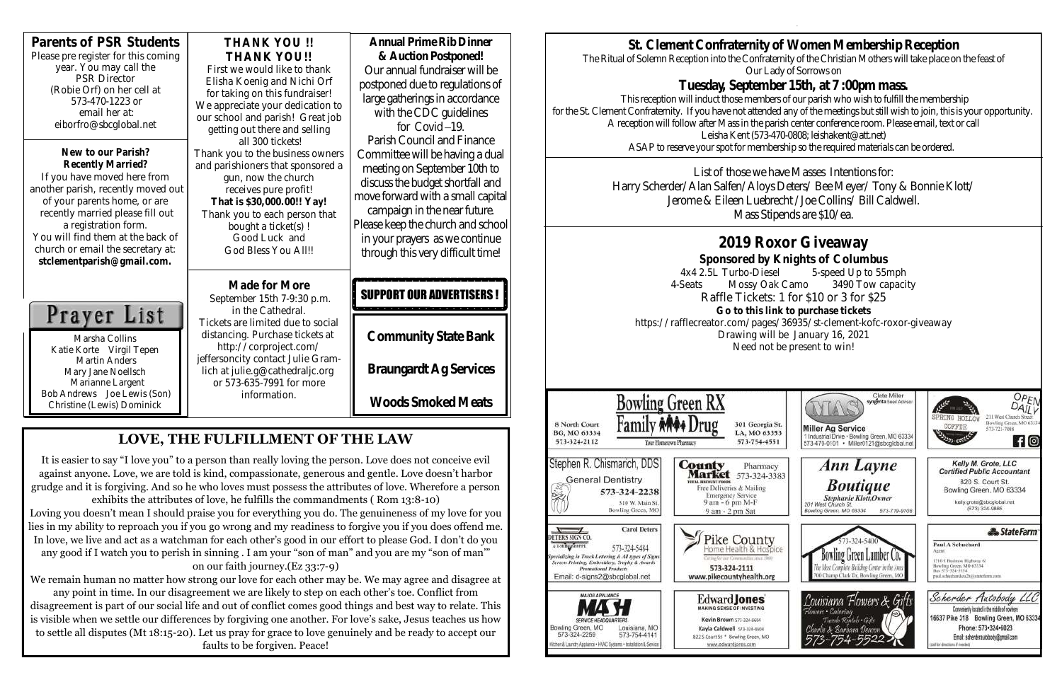## Parents of PSR Students

Please pre register for this coming year. You may call the PSR Director (Robie Orf) on her cell at 573-470-1223 or email her at: eiborfro@sbcglobal.net

### New to our Parish? Recently Married?

If you have moved here from another parish, recently moved out of your parents home, or are recently married please fill out a registration form. You will find them at the back of church or email the secretary at: **stclementparish@gmail.com.**

## Prayer List

Marsha Collins
Katie Korte Virgil Tepen
Martin Anders
Mary Jane Noellsch
Marianne Largent
Bob Andrews Joe Lewis (Son)
Christine (Lewis) Dominick

## THANK YOU !! THANK YOU!!

First we would like to thank Elisha Koenig and Nichi Orf for taking on this fundraiser! We appreciate your dedication to our school and parish! Great job getting out there and selling all 300 tickets!
Thank you to the business owners and parishioners that sponsored a gun, now the church receives pure profit!
**That is $30,000.00!! Yay!**
Thank you to each person that bought a ticket(s) !
Good Luck and
God Bless You All!!

### Made for More

September 15th 7-9:30 p.m. in the Cathedral.
Tickets are limited due to social distancing. Purchase tickets at http://corproject.com/jeffersoncity contact Julie Gramlich at julie.g@cathedraljc.org or 573-635-7991 for more information.

### Annual Prime Rib Dinner & Auction Postponed!

Our annual fundraiser will be postponed due to regulations of large gatherings in accordance with the CDC guidelines for Covid–19.
Parish Council and Finance Committee will be having a dual meeting on September 10th to discuss the budget shortfall and move forward with a small capital campaign in the near future.
Please keep the church and school in your prayers as we continue through this very difficult time!

### SUPPORT OUR ADVERTISERS !

**Community State Bank**

**Braungardt Ag Services**

**Woods Smoked Meats**

## LOVE, THE FULFILLMENT OF THE LAW

It is easier to say "I love you" to a person than really loving the person. Love does not conceive evil against anyone. Love, we are told is kind, compassionate, generous and gentle. Love doesn't harbor grudge and it is forgiving. And so he who loves must possess the attributes of love. Wherefore a person exhibits the attributes of love, he fulfills the commandments ( Rom 13:8-10)

Loving you doesn't mean I should praise you for everything you do. The genuineness of my love for you lies in my ability to reproach you if you go wrong and my readiness to forgive you if you does offend me. In love, we live and act as a watchman for each other's good in our effort to please God. I don't do you any good if I watch you to perish in sinning . I am your "son of man" and you are my "son of man'" on our faith journey.(Ez 33:7-9)

We remain human no matter how strong our love for each other may be. We may agree and disagree at any point in time. In our disagreement we are likely to step on each other's toe. Conflict from disagreement is part of our social life and out of conflict comes good things and best way to relate. This is visible when we settle our differences by forgiving one another. For love's sake, Jesus teaches us how to settle all disputes (Mt 18:15-20). Let us pray for grace to love genuinely and be ready to accept our faults to be forgiven. Peace!

## St. Clement Confraternity of Women Membership Reception

The Ritual of Solemn Reception into the Confraternity of the Christian Mothers will take place on the feast of Our Lady of Sorrows on

### Tuesday, September 15th, at 7:00pm mass.

This reception will induct those members of our parish who wish to fulfill the membership for the St. Clement Confraternity. If you have not attended any of the meetings but still wish to join, this is your opportunity. A reception will follow after Mass in the parish center conference room. Please email, text or call Leisha Kent (573-470-0808; leishakent@att.net) ASAP to reserve your spot for membership so the required materials can be ordered.

List of those we have Masses Intentions for:
Harry Scherder/ Alan Salfen/ Aloys Deters/ Bee Meyer/ Tony & Bonnie Klott/ Jerome & Eileen Luebrecht / Joe Collins/ Bill Caldwell.
Mass Stipends are $10/ea.

## 2019 Roxor Giveaway

**Sponsored by Knights of Columbus**

4x4 2.5L Turbo-Diesel 5-speed Up to 55mph
4-Seats Mossy Oak Camo 3490 Tow capacity
Raffle Tickets: 1 for $10 or 3 for $25
**Go to this link to purchase tickets**
https://rafflecreator.com/pages/36935/st-clement-kofc-roxor-giveaway
Drawing will be January 16, 2021
Need not be present to win!

Bowling Green RX Family Drug — Your Hometown Pharmacy — 8 North Court BG, MO 63334 573-324-2112 — 301 Georgia St. LA, MO 63353 573-754-4551

Clete Miller syngenta Seed Advisor — Miller Ag Service — 1 Industrial Drive • Bowling Green, MO 63334 — 573-470-0101 • Miller0121@sbcglobal.net

Spring Hollow Coffee — Open Daily — 211 West Church Street Bowling Green, MO 63334 573-721-7088

Stephen R. Chismarich, DDS — General Dentistry — 573-324-2238 — 310 W. Main St. Bowling Green, MO

County Market Pharmacy 573-324-3383 — Free Deliveries & Mailing — Emergency Service — 9 am - 6 pm M-F — 9 am - 2 pm Sat

Ann Layne Boutique — Stephanie Klott,Owner — 201 West Church St. Bowling Green, MO 63334 573-719-9108

Kelly M. Grote, LLC Certified Public Accountant — 820 S. Court St. Bowling Green, MO 63334 — kelly.grote@sbcglobal.net (573) 324-6885

Deters Sign Co. — Carol Deters — 573-324-5484 — Specializing in Truck Lettering & All types of Signs — Screen Printing, Embroidery, Trophy & Awards — Promotional Products — Email: d-signs2@sbcglobal.net

Pike County Home Health & Hospice — 573-324-2111 — www.pikecountyhealth.org

Bowling Green Lumber Co. — 573-324-5400 — The Most Complete Building Center in the Area — 700 Champ Clark Dr, Bowling Green, MO

State Farm — Paul A Schuchard, Agent — 1310 S Business Highway 61 Bowling Green, MO 63334 — paul.schuchard.on2h@statefarm.com

MASH — Major Appliance Service Headquarters — Bowling Green, MO 573-324-2259 — Louisiana, MO 573-754-4141 — Kitchen & Laundry Appliance • HVAC Systems • Installation & Service

Edward Jones — Making Sense of Investing — Kevin Brown 573-324-6604 — Kayla Caldwell 573-324-6604 — 822 S Court St • Bowling Green, MO — www.edwardjones.com

Louisiana Flowers & Gifts — Flowers • Catering — Tuxedo Rentals • Gifts — Charlie & Barbara Deacon — 573-754-5522

Scherder Autobody LLC — Conveniently located in the middle of nowhere — 16637 Pike 318 Bowling Green, MO 63334 — Phone: 573•324•6023 — Email: scherderautobody@gmail.com